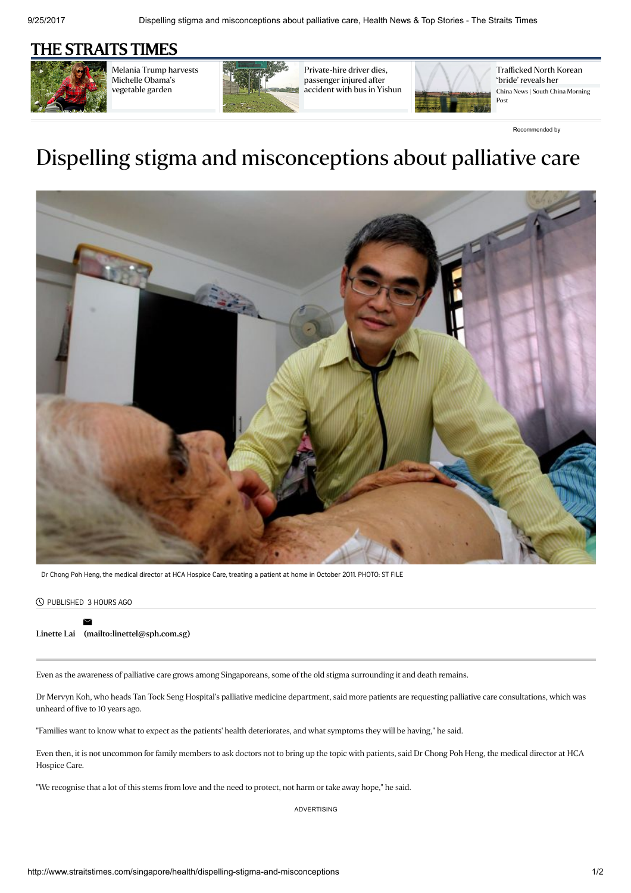# Dispelling stigma and misconceptions about palliative care

Dr Chong Poh Heng, the medical director at HCA Hospice Care, treating a patient at home in October 2011. PHOTO: ST FILE

PUBLISHED 3 HOURS AGO

Linette Lai (mailto:linettel@sph.com.sg)

Even as the awareness of palliative care grows among Singaporeans, some of the old stigma surrounding it and death remains.

Dr Mervyn Koh, who heads Tan Tock Seng Hospital's palliative medicine department, said more patients are requesting palliative care consultations, which was unheard of five to 10 years ago.

"Families want to know what to expect as the patients' health deteriorates, and what symptoms they will be having," he said.

Even then, it is not uncommon for family members to ask doctors not to bring up the topic with patients, said Dr Chong Poh Heng, the medical director at HCA Hospice Care.

"We recognise that a lot of this stems from love and the need to protect, not harm or take away hope," he said.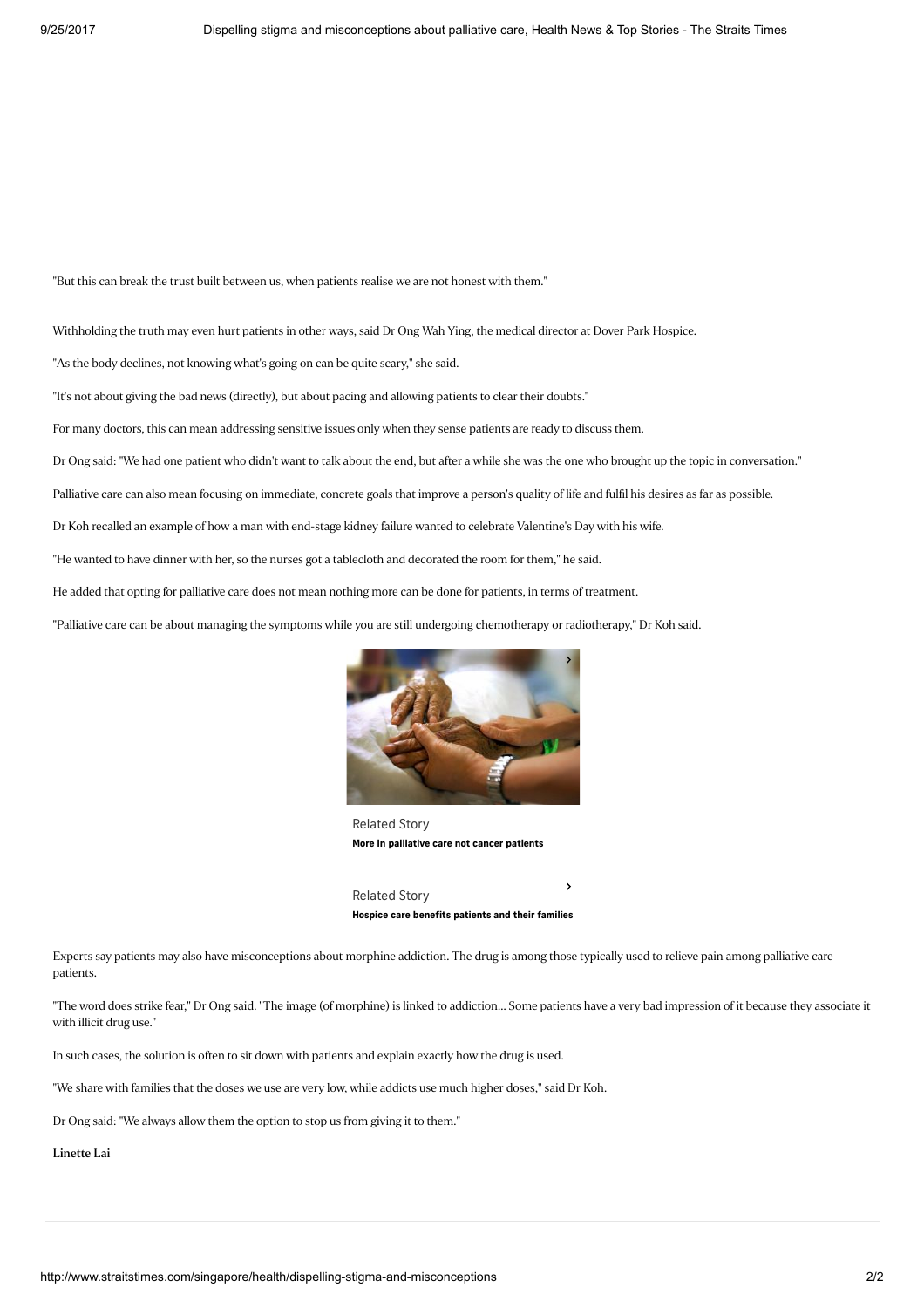"But this can break the trust built between us, when patients realise we are not honest with them."

Withholding the truth may even hurt patients in other ways, said Dr Ong Wah Ying, the medical director at Dover Park Hospice.

"As the body declines, not knowing what's going on can be quite scary," she said.

"It's not about giving the bad news (directly), but about pacing and allowing patients to clear their doubts."

For many doctors, this can mean addressing sensitive issues only when they sense patients are ready to discuss them.

Dr Ong said: "We had one patient who didn't want to talk about the end, but after a while she was the one who brought up the topic in conversation."

Palliative care can also mean focusing on immediate, concrete goals that improve a person's quality of life and fulfil his desires as far as possible.

Dr Koh recalled an example of how a man with end-stage kidney failure wanted to celebrate Valentine's Day with his wife.

"He wanted to have dinner with her, so the nurses got a tablecloth and decorated the room for them," he said.

He added that opting for palliative care does not mean nothing more can be done for patients, in terms of treatment.

"Palliative care can be about managing the symptoms while you are still undergoing chemotherapy or radiotherapy," Dr Koh said.

Related Story
**More in palliative care not cancer patients**

Related Story
**Hospice care benefits patients and their families**

Experts say patients may also have misconceptions about morphine addiction. The drug is among those typically used to relieve pain among palliative care patients.

"The word does strike fear," Dr Ong said. "The image (of morphine) is linked to addiction... Some patients have a very bad impression of it because they associate it with illicit drug use."

In such cases, the solution is often to sit down with patients and explain exactly how the drug is used.

"We share with families that the doses we use are very low, while addicts use much higher doses," said Dr Koh.

Dr Ong said: "We always allow them the option to stop us from giving it to them."

**Linette Lai**